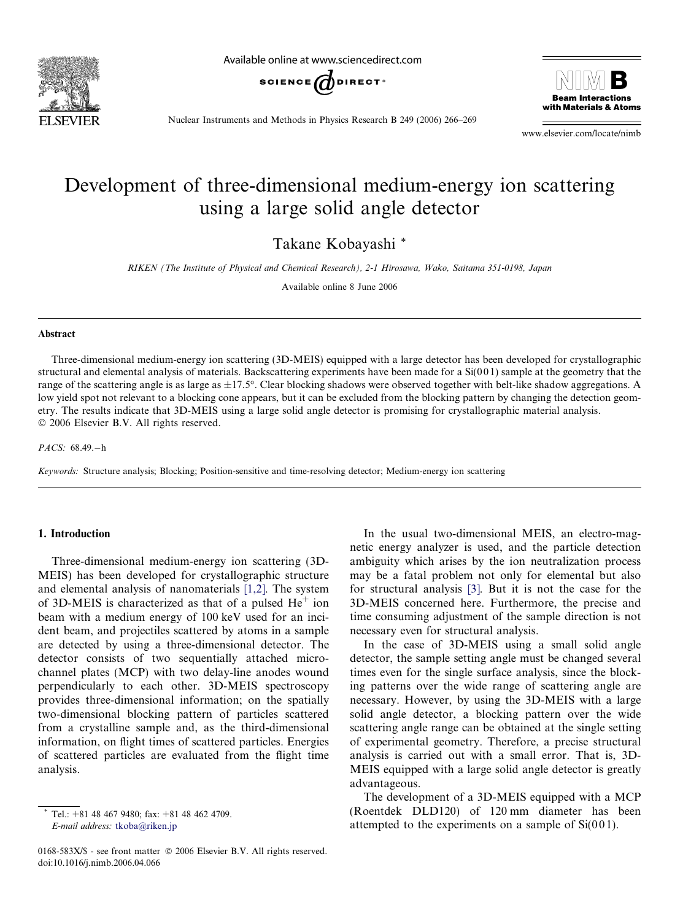# Development of three-dimensional medium-energy ion scattering using a large solid angle detector

Takane Kobayashi *

*RIKEN (The Institute of Physical and Chemical Research), 2-1 Hirosawa, Wako, Saitama 351-0198, Japan*

Available online 8 June 2006

## Abstract

Three-dimensional medium-energy ion scattering (3D-MEIS) equipped with a large detector has been developed for crystallographic structural and elemental analysis of materials. Backscattering experiments have been made for a Si(001) sample at the geometry that the range of the scattering angle is as large as ±17.5°. Clear blocking shadows were observed together with belt-like shadow aggregations. A low yield spot not relevant to a blocking cone appears, but it can be excluded from the blocking pattern by changing the detection geometry. The results indicate that 3D-MEIS using a large solid angle detector is promising for crystallographic material analysis.
© 2006 Elsevier B.V. All rights reserved.

*PACS:* 68.49.−h

*Keywords:* Structure analysis; Blocking; Position-sensitive and time-resolving detector; Medium-energy ion scattering

## 1. Introduction

Three-dimensional medium-energy ion scattering (3D-MEIS) has been developed for crystallographic structure and elemental analysis of nanomaterials [1,2]. The system of 3D-MEIS is characterized as that of a pulsed $He^+$ ion beam with a medium energy of 100 keV used for an incident beam, and projectiles scattered by atoms in a sample are detected by using a three-dimensional detector. The detector consists of two sequentially attached micro-channel plates (MCP) with two delay-line anodes wound perpendicularly to each other. 3D-MEIS spectroscopy provides three-dimensional information; on the spatially two-dimensional blocking pattern of particles scattered from a crystalline sample and, as the third-dimensional information, on flight times of scattered particles. Energies of scattered particles are evaluated from the flight time analysis.

In the usual two-dimensional MEIS, an electro-magnetic energy analyzer is used, and the particle detection ambiguity which arises by the ion neutralization process may be a fatal problem not only for elemental but also for structural analysis [3]. But it is not the case for the 3D-MEIS concerned here. Furthermore, the precise and time consuming adjustment of the sample direction is not necessary even for structural analysis.

In the case of 3D-MEIS using a small solid angle detector, the sample setting angle must be changed several times even for the single surface analysis, since the blocking patterns over the wide range of scattering angle are necessary. However, by using the 3D-MEIS with a large solid angle detector, a blocking pattern over the wide scattering angle range can be obtained at the single setting of experimental geometry. Therefore, a precise structural analysis is carried out with a small error. That is, 3D-MEIS equipped with a large solid angle detector is greatly advantageous.

The development of a 3D-MEIS equipped with a MCP (Roentdek DLD120) of 120 mm diameter has been attempted to the experiments on a sample of Si(001).

* Tel.: +81 48 467 9480; fax: +81 48 462 4709.
*E-mail address:* tkoba@riken.jp

0168-583X/$ - see front matter © 2006 Elsevier B.V. All rights reserved.
doi:10.1016/j.nimb.2006.04.066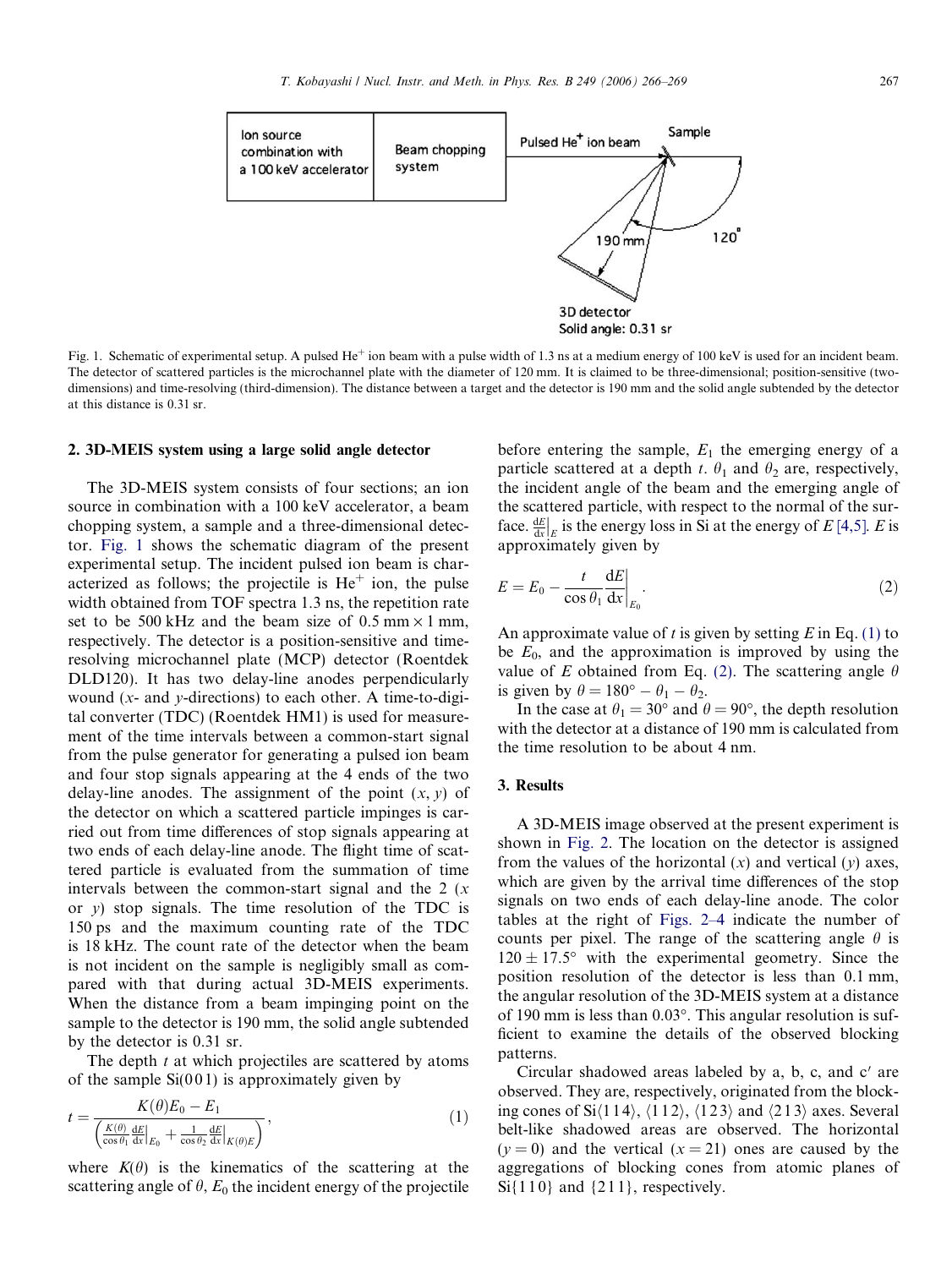Fig. 1. Schematic of experimental setup. A pulsed $He^+$ ion beam with a pulse width of 1.3 ns at a medium energy of 100 keV is used for an incident beam. The detector of scattered particles is the microchannel plate with the diameter of 120 mm. It is claimed to be three-dimensional; position-sensitive (two-dimensions) and time-resolving (third-dimension). The distance between a target and the detector is 190 mm and the solid angle subtended by the detector at this distance is 0.31 sr.

## 2. 3D-MEIS system using a large solid angle detector

The 3D-MEIS system consists of four sections; an ion source in combination with a 100 keV accelerator, a beam chopping system, a sample and a three-dimensional detector. Fig. 1 shows the schematic diagram of the present experimental setup. The incident pulsed ion beam is characterized as follows; the projectile is $He^+$ ion, the pulse width obtained from TOF spectra 1.3 ns, the repetition rate set to be 500 kHz and the beam size of 0.5 mm × 1 mm, respectively. The detector is a position-sensitive and time-resolving microchannel plate (MCP) detector (Roentdek DLD120). It has two delay-line anodes perpendicularly wound ($x$- and $y$-directions) to each other. A time-to-digital converter (TDC) (Roentdek HM1) is used for measurement of the time intervals between a common-start signal from the pulse generator for generating a pulsed ion beam and four stop signals appearing at the 4 ends of the two delay-line anodes. The assignment of the point $(x, y)$ of the detector on which a scattered particle impinges is carried out from time differences of stop signals appearing at two ends of each delay-line anode. The flight time of scattered particle is evaluated from the summation of time intervals between the common-start signal and the 2 ($x$ or $y$) stop signals. The time resolution of the TDC is 150 ps and the maximum counting rate of the TDC is 18 kHz. The count rate of the detector when the beam is not incident on the sample is negligibly small as compared with that during actual 3D-MEIS experiments. When the distance from a beam impinging point on the sample to the detector is 190 mm, the solid angle subtended by the detector is 0.31 sr.

The depth $t$ at which projectiles are scattered by atoms of the sample Si(001) is approximately given by

$$t = \frac{K(\theta)E_0 - E_1}{\left(\frac{K(\theta)}{\cos\theta_1}\frac{dE}{dx}\Big|_{E_0} + \frac{1}{\cos\theta_2}\frac{dE}{dx}\Big|_{K(\theta)E}\right)}, \tag{1}$$

where $K(\theta)$ is the kinematics of the scattering at the scattering angle of $\theta$, $E_0$ the incident energy of the projectile before entering the sample, $E_1$ the emerging energy of a particle scattered at a depth $t$. $\theta_1$ and $\theta_2$ are, respectively, the incident angle of the beam and the emerging angle of the scattered particle, with respect to the normal of the surface. $\frac{dE}{dx}\Big|_E$ is the energy loss in Si at the energy of $E$ [4,5]. $E$ is approximately given by

$$E = E_0 - \frac{t}{\cos\theta_1}\frac{dE}{dx}\Big|_{E_0}. \tag{2}$$

An approximate value of $t$ is given by setting $E$ in Eq. (1) to be $E_0$, and the approximation is improved by using the value of $E$ obtained from Eq. (2). The scattering angle $\theta$ is given by $\theta = 180° - \theta_1 - \theta_2$.

In the case at $\theta_1 = 30°$ and $\theta = 90°$, the depth resolution with the detector at a distance of 190 mm is calculated from the time resolution to be about 4 nm.

## 3. Results

A 3D-MEIS image observed at the present experiment is shown in Fig. 2. The location on the detector is assigned from the values of the horizontal ($x$) and vertical ($y$) axes, which are given by the arrival time differences of the stop signals on two ends of each delay-line anode. The color tables at the right of Figs. 2–4 indicate the number of counts per pixel. The range of the scattering angle $\theta$ is $120 \pm 17.5°$ with the experimental geometry. Since the position resolution of the detector is less than 0.1 mm, the angular resolution of the 3D-MEIS system at a distance of 190 mm is less than 0.03°. This angular resolution is sufficient to examine the details of the observed blocking patterns.

Circular shadowed areas labeled by a, b, c, and c′ are observed. They are, respectively, originated from the blocking cones of Si⟨114⟩, ⟨112⟩, ⟨123⟩ and ⟨213⟩ axes. Several belt-like shadowed areas are observed. The horizontal ($y = 0$) and the vertical ($x = 21$) ones are caused by the aggregations of blocking cones from atomic planes of Si{110} and {211}, respectively.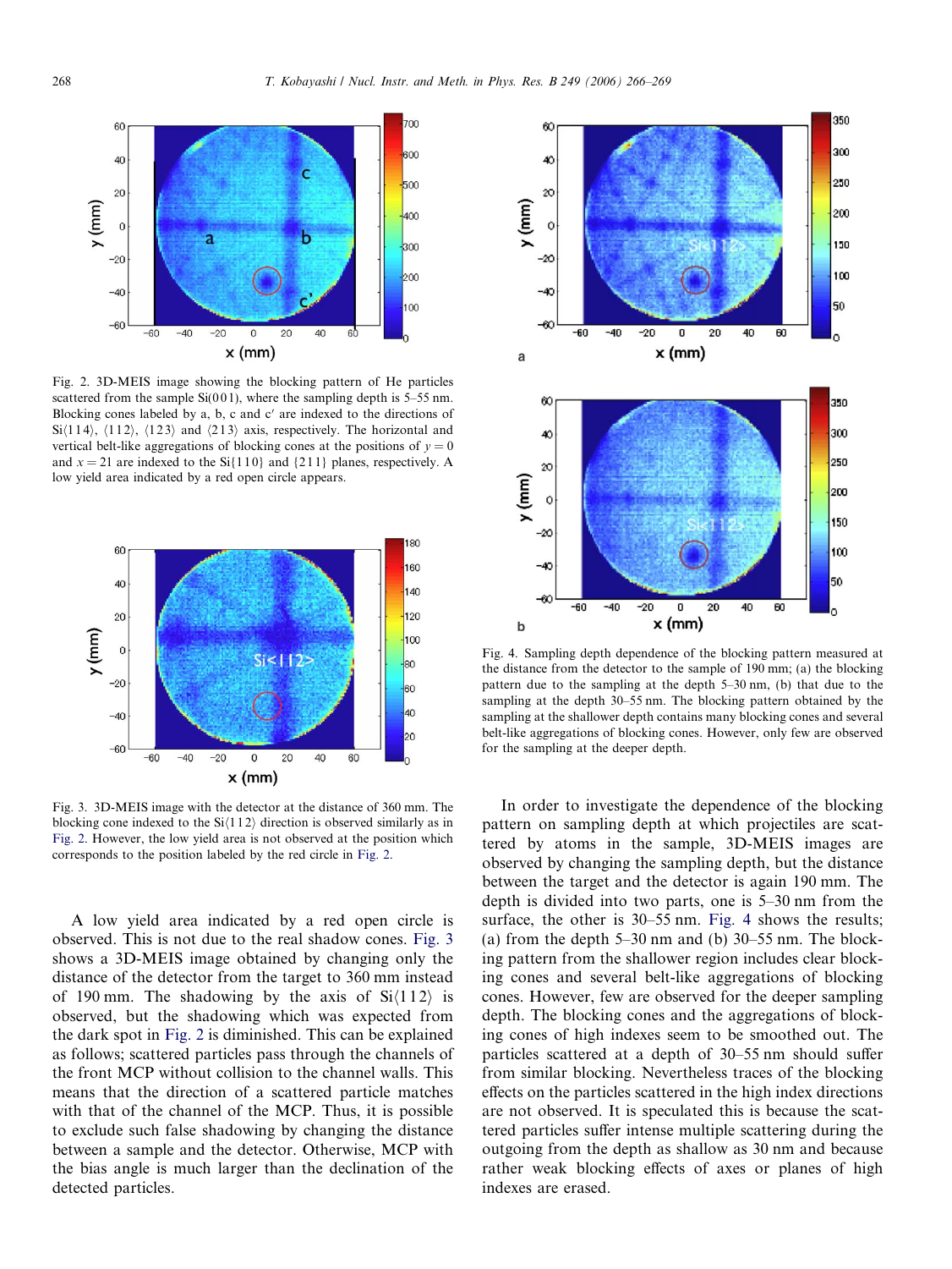Fig. 2. 3D-MEIS image showing the blocking pattern of He particles scattered from the sample Si(001), where the sampling depth is 5–55 nm. Blocking cones labeled by a, b, c and c′ are indexed to the directions of Si⟨114⟩, ⟨112⟩, ⟨123⟩ and ⟨213⟩ axis, respectively. The horizontal and vertical belt-like aggregations of blocking cones at the positions of $y = 0$ and $x = 21$ are indexed to the Si{110} and {211} planes, respectively. A low yield area indicated by a red open circle appears.

Fig. 3. 3D-MEIS image with the detector at the distance of 360 mm. The blocking cone indexed to the Si⟨112⟩ direction is observed similarly as in Fig. 2. However, the low yield area is not observed at the position which corresponds to the position labeled by the red circle in Fig. 2.

A low yield area indicated by a red open circle is observed. This is not due to the real shadow cones. Fig. 3 shows a 3D-MEIS image obtained by changing only the distance of the detector from the target to 360 mm instead of 190 mm. The shadowing by the axis of Si⟨112⟩ is observed, but the shadowing which was expected from the dark spot in Fig. 2 is diminished. This can be explained as follows; scattered particles pass through the channels of the front MCP without collision to the channel walls. This means that the direction of a scattered particle matches with that of the channel of the MCP. Thus, it is possible to exclude such false shadowing by changing the distance between a sample and the detector. Otherwise, MCP with the bias angle is much larger than the declination of the detected particles.

Fig. 4. Sampling depth dependence of the blocking pattern measured at the distance from the detector to the sample of 190 mm; (a) the blocking pattern due to the sampling at the depth 5–30 nm, (b) that due to the sampling at the depth 30–55 nm. The blocking pattern obtained by the sampling at the shallower depth contains many blocking cones and several belt-like aggregations of blocking cones. However, only few are observed for the sampling at the deeper depth.

In order to investigate the dependence of the blocking pattern on sampling depth at which projectiles are scattered by atoms in the sample, 3D-MEIS images are observed by changing the sampling depth, but the distance between the target and the detector is again 190 mm. The depth is divided into two parts, one is 5–30 nm from the surface, the other is 30–55 nm. Fig. 4 shows the results; (a) from the depth 5–30 nm and (b) 30–55 nm. The blocking pattern from the shallower region includes clear blocking cones and several belt-like aggregations of blocking cones. However, few are observed for the deeper sampling depth. The blocking cones and the aggregations of blocking cones of high indexes seem to be smoothed out. The particles scattered at a depth of 30–55 nm should suffer from similar blocking. Nevertheless traces of the blocking effects on the particles scattered in the high index directions are not observed. It is speculated this is because the scattered particles suffer intense multiple scattering during the outgoing from the depth as shallow as 30 nm and because rather weak blocking effects of axes or planes of high indexes are erased.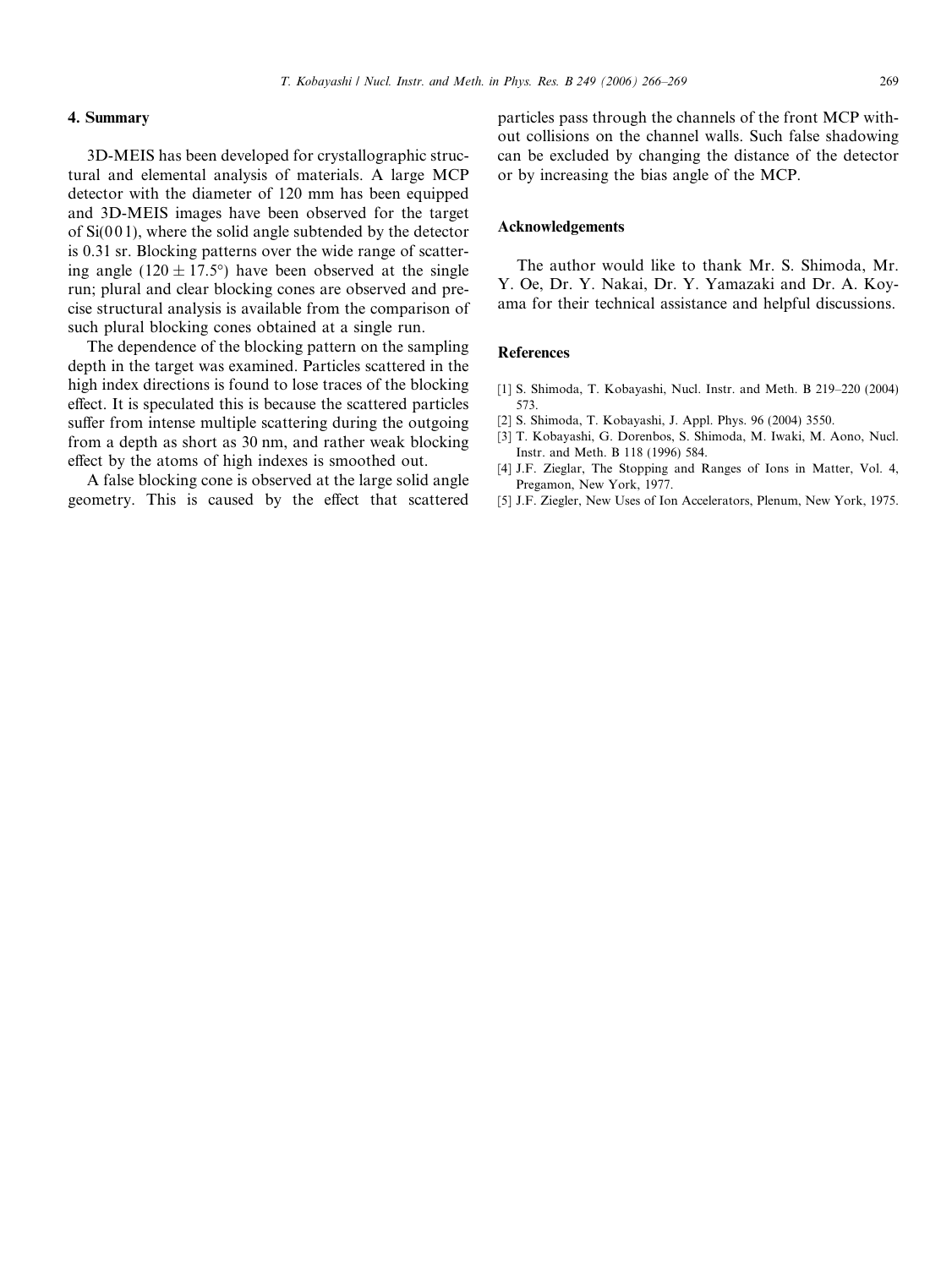## 4. Summary

3D-MEIS has been developed for crystallographic structural and elemental analysis of materials. A large MCP detector with the diameter of 120 mm has been equipped and 3D-MEIS images have been observed for the target of Si(001), where the solid angle subtended by the detector is 0.31 sr. Blocking patterns over the wide range of scattering angle ($120 \pm 17.5°$) have been observed at the single run; plural and clear blocking cones are observed and precise structural analysis is available from the comparison of such plural blocking cones obtained at a single run.

The dependence of the blocking pattern on the sampling depth in the target was examined. Particles scattered in the high index directions is found to lose traces of the blocking effect. It is speculated this is because the scattered particles suffer from intense multiple scattering during the outgoing from a depth as short as 30 nm, and rather weak blocking effect by the atoms of high indexes is smoothed out.

A false blocking cone is observed at the large solid angle geometry. This is caused by the effect that scattered particles pass through the channels of the front MCP without collisions on the channel walls. Such false shadowing can be excluded by changing the distance of the detector or by increasing the bias angle of the MCP.

## Acknowledgements

The author would like to thank Mr. S. Shimoda, Mr. Y. Oe, Dr. Y. Nakai, Dr. Y. Yamazaki and Dr. A. Koyama for their technical assistance and helpful discussions.

## References

[1] S. Shimoda, T. Kobayashi, Nucl. Instr. and Meth. B 219–220 (2004) 573.

[2] S. Shimoda, T. Kobayashi, J. Appl. Phys. 96 (2004) 3550.

[3] T. Kobayashi, G. Dorenbos, S. Shimoda, M. Iwaki, M. Aono, Nucl. Instr. and Meth. B 118 (1996) 584.

[4] J.F. Zieglar, The Stopping and Ranges of Ions in Matter, Vol. 4, Pregamon, New York, 1977.

[5] J.F. Ziegler, New Uses of Ion Accelerators, Plenum, New York, 1975.